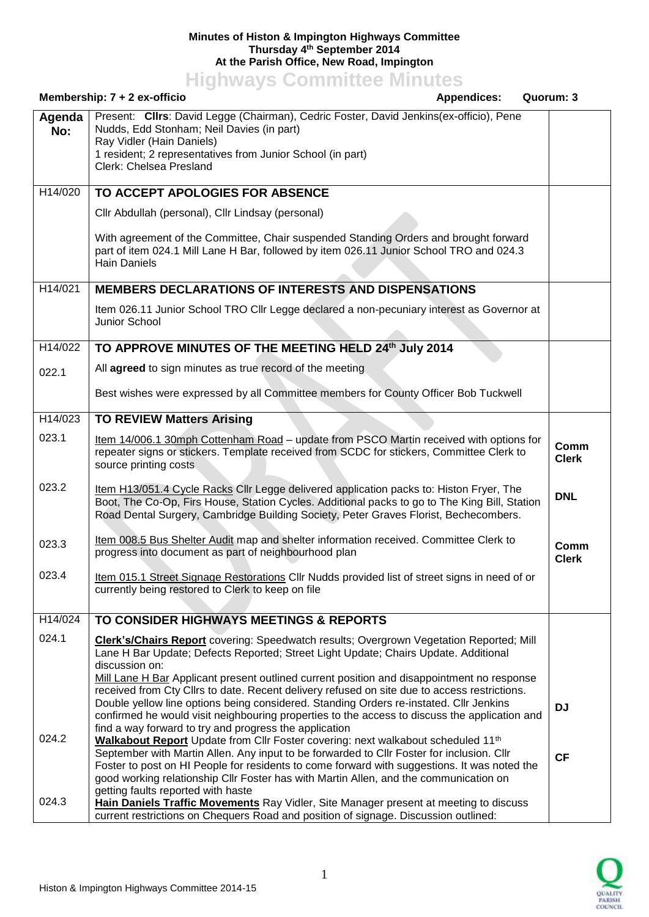**Minutes of Histon & Impington Highways Committee**
**Thursday 4th September 2014**
**At the Parish Office, New Road, Impington**

# Highways Committee Minutes

**Membership: 7 + 2 ex-officio** | **Appendices:** | **Quorum: 3**

| Agenda No: | | |
|---|---|---|
| | Present: **Cllrs**: David Legge (Chairman), Cedric Foster, David Jenkins(ex-officio), Pene Nudds, Edd Stonham; Neil Davies (in part)<br>Ray Vidler (Hain Daniels)<br>1 resident; 2 representatives from Junior School (in part)<br>Clerk: Chelsea Presland | |
| H14/020 | **TO ACCEPT APOLOGIES FOR ABSENCE** | |
| | Cllr Abdullah (personal), Cllr Lindsay (personal)<br><br>With agreement of the Committee, Chair suspended Standing Orders and brought forward part of item 024.1 Mill Lane H Bar, followed by item 026.11 Junior School TRO and 024.3 Hain Daniels | |
| H14/021 | **MEMBERS DECLARATIONS OF INTERESTS AND DISPENSATIONS** | |
| | Item 026.11 Junior School TRO Cllr Legge declared a non-pecuniary interest as Governor at Junior School | |
| H14/022 | **TO APPROVE MINUTES OF THE MEETING HELD 24th July 2014** | |
| 022.1 | All **agreed** to sign minutes as true record of the meeting<br><br>Best wishes were expressed by all Committee members for County Officer Bob Tuckwell | |
| H14/023 | **TO REVIEW Matters Arising** | |
| 023.1 | Item 14/006.1 30mph Cottenham Road – update from PSCO Martin received with options for repeater signs or stickers. Template received from SCDC for stickers, Committee Clerk to source printing costs | **Comm Clerk** |
| 023.2 | Item H13/051.4 Cycle Racks Cllr Legge delivered application packs to: Histon Fryer, The Boot, The Co-Op, Firs House, Station Cycles. Additional packs to go to The King Bill, Station Road Dental Surgery, Cambridge Building Society, Peter Graves Florist, Bechecombers. | **DNL** |
| 023.3 | Item 008.5 Bus Shelter Audit map and shelter information received. Committee Clerk to progress into document as part of neighbourhood plan | **Comm Clerk** |
| 023.4 | Item 015.1 Street Signage Restorations Cllr Nudds provided list of street signs in need of or currently being restored to Clerk to keep on file | |
| H14/024 | **TO CONSIDER HIGHWAYS MEETINGS & REPORTS** | |
| 024.1 | **Clerk's/Chairs Report** covering: Speedwatch results; Overgrown Vegetation Reported; Mill Lane H Bar Update; Defects Reported; Street Light Update; Chairs Update. Additional discussion on:<br>Mill Lane H Bar Applicant present outlined current position and disappointment no response received from Cty Cllrs to date. Recent delivery refused on site due to access restrictions. Double yellow line options being considered. Standing Orders re-instated. Cllr Jenkins confirmed he would visit neighbouring properties to the access to discuss the application and find a way forward to try and progress the application | **DJ** |
| 024.2 | **Walkabout Report** Update from Cllr Foster covering: next walkabout scheduled 11th September with Martin Allen. Any input to be forwarded to Cllr Foster for inclusion. Cllr Foster to post on HI People for residents to come forward with suggestions. It was noted the good working relationship Cllr Foster has with Martin Allen, and the communication on getting faults reported with haste | **CF** |
| 024.3 | **Hain Daniels Traffic Movements** Ray Vidler, Site Manager present at meeting to discuss current restrictions on Chequers Road and position of signage. Discussion outlined: | |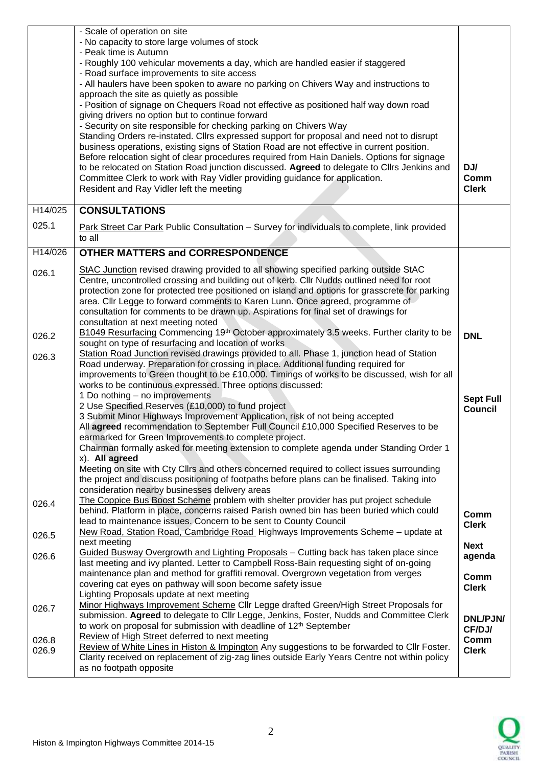| | | |
|---|---|---|
| | - Scale of operation on site<br>- No capacity to store large volumes of stock<br>- Peak time is Autumn<br>- Roughly 100 vehicular movements a day, which are handled easier if staggered<br>- Road surface improvements to site access<br>- All haulers have been spoken to aware no parking on Chivers Way and instructions to approach the site as quietly as possible<br>- Position of signage on Chequers Road not effective as positioned half way down road giving drivers no option but to continue forward<br>- Security on site responsible for checking parking on Chivers Way<br>Standing Orders re-instated. Cllrs expressed support for proposal and need not to disrupt business operations, existing signs of Station Road are not effective in current position. Before relocation sight of clear procedures required from Hain Daniels. Options for signage to be relocated on Station Road junction discussed. **Agreed** to delegate to Cllrs Jenkins and Committee Clerk to work with Ray Vidler providing guidance for application.<br>Resident and Ray Vidler left the meeting | **DJ/ Comm Clerk** |
| H14/025 | **CONSULTATIONS** | |
| 025.1 | Park Street Car Park Public Consultation – Survey for individuals to complete, link provided to all | |
| H14/026 | **OTHER MATTERS and CORRESPONDENCE** | |
| 026.1 | StAC Junction revised drawing provided to all showing specified parking outside StAC Centre, uncontrolled crossing and building out of kerb. Cllr Nudds outlined need for root protection zone for protected tree positioned on island and options for grasscrete for parking area. Cllr Legge to forward comments to Karen Lunn. Once agreed, programme of consultation for comments to be drawn up. Aspirations for final set of drawings for consultation at next meeting noted | |
| 026.2 | B1049 Resurfacing Commencing 19th October approximately 3.5 weeks. Further clarity to be sought on type of resurfacing and location of works | **DNL** |
| 026.3 | Station Road Junction revised drawings provided to all. Phase 1, junction head of Station Road underway. Preparation for crossing in place. Additional funding required for improvements to Green thought to be £10,000. Timings of works to be discussed, wish for all works to be continuous expressed. Three options discussed:<br>1 Do nothing – no improvements<br>2 Use Specified Reserves (£10,000) to fund project<br>3 Submit Minor Highways Improvement Application, risk of not being accepted<br>All **agreed** recommendation to September Full Council £10,000 Specified Reserves to be earmarked for Green Improvements to complete project.<br>Chairman formally asked for meeting extension to complete agenda under Standing Order 1 x). **All agreed**<br>Meeting on site with Cty Cllrs and others concerned required to collect issues surrounding the project and discuss positioning of footpaths before plans can be finalised. Taking into consideration nearby businesses delivery areas | **Sept Full Council** |
| 026.4 | The Coppice Bus Boost Scheme problem with shelter provider has put project schedule behind. Platform in place, concerns raised Parish owned bin has been buried which could lead to maintenance issues. Concern to be sent to County Council | **Comm Clerk** |
| 026.5 | New Road, Station Road, Cambridge Road Highways Improvements Scheme – update at next meeting | **Next agenda** |
| 026.6 | Guided Busway Overgrowth and Lighting Proposals – Cutting back has taken place since last meeting and ivy planted. Letter to Campbell Ross-Bain requesting sight of on-going maintenance plan and method for graffiti removal. Overgrown vegetation from verges covering cat eyes on pathway will soon become safety issue<br>Lighting Proposals update at next meeting | **Comm Clerk** |
| 026.7 | Minor Highways Improvement Scheme Cllr Legge drafted Green/High Street Proposals for submission. **Agreed** to delegate to Cllr Legge, Jenkins, Foster, Nudds and Committee Clerk to work on proposal for submission with deadline of 12th September | **DNL/PJN/ CF/DJ/ Comm Clerk** |
| 026.8 | Review of High Street deferred to next meeting | |
| 026.9 | Review of White Lines in Histon & Impington Any suggestions to be forwarded to Cllr Foster. Clarity received on replacement of zig-zag lines outside Early Years Centre not within policy as no footpath opposite | |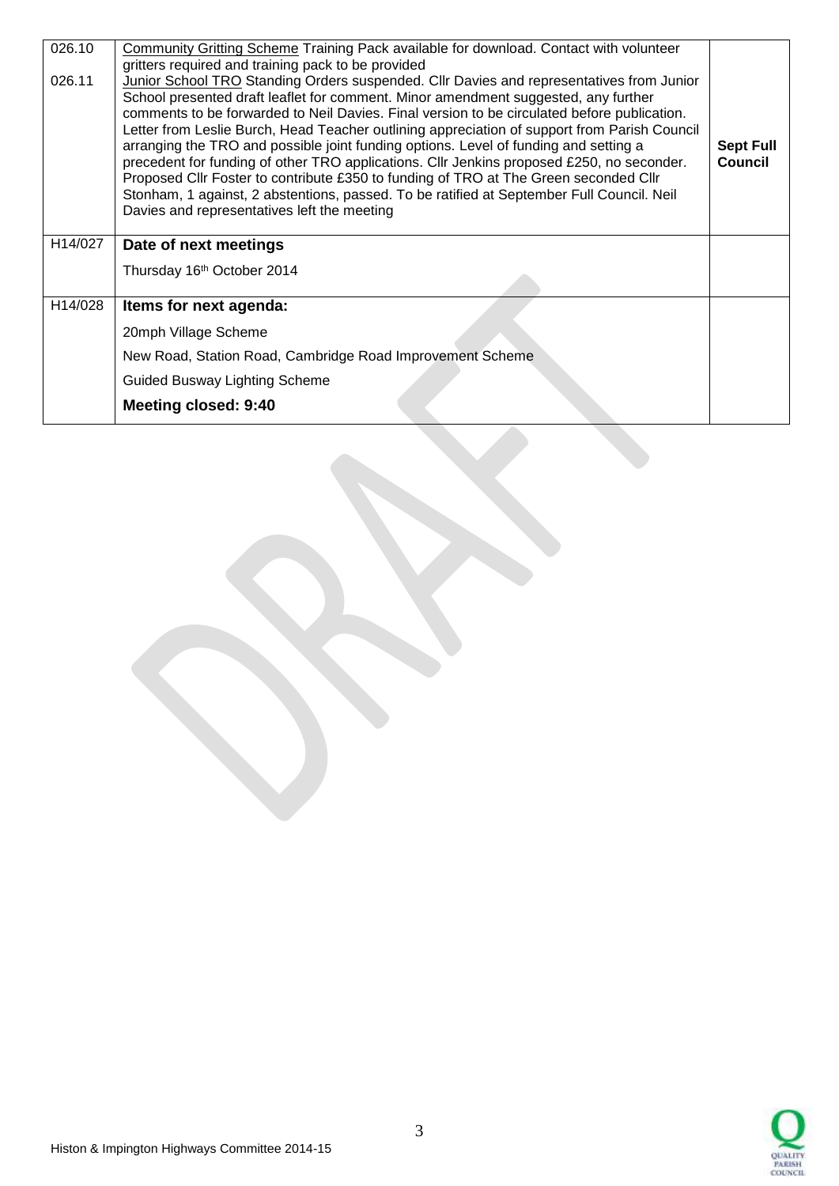| | | |
|---|---|---|
| 026.10 | Community Gritting Scheme Training Pack available for download. Contact with volunteer gritters required and training pack to be provided | |
| 026.11 | Junior School TRO Standing Orders suspended. Cllr Davies and representatives from Junior School presented draft leaflet for comment. Minor amendment suggested, any further comments to be forwarded to Neil Davies. Final version to be circulated before publication. Letter from Leslie Burch, Head Teacher outlining appreciation of support from Parish Council arranging the TRO and possible joint funding options. Level of funding and setting a precedent for funding of other TRO applications. Cllr Jenkins proposed £250, no seconder. Proposed Cllr Foster to contribute £350 to funding of TRO at The Green seconded Cllr Stonham, 1 against, 2 abstentions, passed. To be ratified at September Full Council. Neil Davies and representatives left the meeting | **Sept Full Council** |
| H14/027 | **Date of next meetings**<br>Thursday 16th October 2014 | |
| H14/028 | **Items for next agenda:**<br>20mph Village Scheme<br>New Road, Station Road, Cambridge Road Improvement Scheme<br>Guided Busway Lighting Scheme<br>**Meeting closed: 9:40** | |